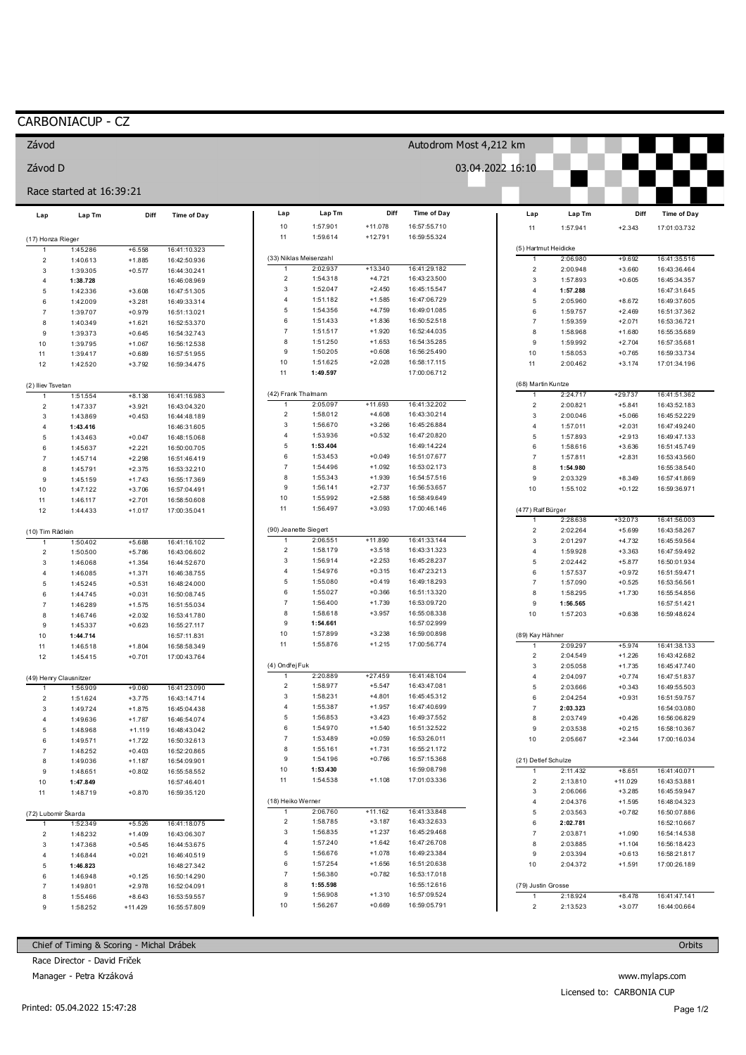# CARBONIACUP - CZ

**Závod** — Autodrom Most 4,212 km

**Závod D** — 03.04.2022 16:10

Race started at 16:39:21

### (17) Honza Rieger

| Lap | Lap Tm | Diff | Time of Day |
|---|---|---|---|
| 1 | 1:45.286 | +6.558 | 16:41:10.323 |
| 2 | 1:40.613 | +1.885 | 16:42:50.936 |
| 3 | 1:39.305 | +0.577 | 16:44:30.241 |
| 4 | **1:38.728** | | 16:46:08.969 |
| 5 | 1:42.336 | +3.608 | 16:47:51.305 |
| 6 | 1:42.009 | +3.281 | 16:49:33.314 |
| 7 | 1:39.707 | +0.979 | 16:51:13.021 |
| 8 | 1:40.349 | +1.621 | 16:52:53.370 |
| 9 | 1:39.373 | +0.645 | 16:54:32.743 |
| 10 | 1:39.795 | +1.067 | 16:56:12.538 |
| 11 | 1:39.417 | +0.689 | 16:57:51.955 |
| 12 | 1:42.520 | +3.792 | 16:59:34.475 |

### (2) Iliev Tsvetan

| Lap | Lap Tm | Diff | Time of Day |
|---|---|---|---|
| 1 | 1:51.554 | +8.138 | 16:41:16.983 |
| 2 | 1:47.337 | +3.921 | 16:43:04.320 |
| 3 | 1:43.869 | +0.453 | 16:44:48.189 |
| 4 | **1:43.416** | | 16:46:31.605 |
| 5 | 1:43.463 | +0.047 | 16:48:15.068 |
| 6 | 1:45.637 | +2.221 | 16:50:00.705 |
| 7 | 1:45.714 | +2.298 | 16:51:46.419 |
| 8 | 1:45.791 | +2.375 | 16:53:32.210 |
| 9 | 1:45.159 | +1.743 | 16:55:17.369 |
| 10 | 1:47.122 | +3.706 | 16:57:04.491 |
| 11 | 1:46.117 | +2.701 | 16:58:50.608 |
| 12 | 1:44.433 | +1.017 | 17:00:35.041 |

### (10) Tim Rädlein

| Lap | Lap Tm | Diff | Time of Day |
|---|---|---|---|
| 1 | 1:50.402 | +5.688 | 16:41:16.102 |
| 2 | 1:50.500 | +5.786 | 16:43:06.602 |
| 3 | 1:46.068 | +1.354 | 16:44:52.670 |
| 4 | 1:46.085 | +1.371 | 16:46:38.755 |
| 5 | 1:45.245 | +0.531 | 16:48:24.000 |
| 6 | 1:44.745 | +0.031 | 16:50:08.745 |
| 7 | 1:46.289 | +1.575 | 16:51:55.034 |
| 8 | 1:46.746 | +2.032 | 16:53:41.780 |
| 9 | 1:45.337 | +0.623 | 16:55:27.117 |
| 10 | **1:44.714** | | 16:57:11.831 |
| 11 | 1:46.518 | +1.804 | 16:58:58.349 |
| 12 | 1:45.415 | +0.701 | 17:00:43.764 |

### (49) Henry Clausnitzer

| Lap | Lap Tm | Diff | Time of Day |
|---|---|---|---|
| 1 | 1:56.909 | +9.060 | 16:41:23.090 |
| 2 | 1:51.624 | +3.775 | 16:43:14.714 |
| 3 | 1:49.724 | +1.875 | 16:45:04.438 |
| 4 | 1:49.636 | +1.787 | 16:46:54.074 |
| 5 | 1:48.968 | +1.119 | 16:48:43.042 |
| 6 | 1:49.571 | +1.722 | 16:50:32.613 |
| 7 | 1:48.252 | +0.403 | 16:52:20.865 |
| 8 | 1:49.036 | +1.187 | 16:54:09.901 |
| 9 | 1:48.651 | +0.802 | 16:55:58.552 |
| 10 | **1:47.849** | | 16:57:46.401 |
| 11 | 1:48.719 | +0.870 | 16:59:35.120 |

### (72) Lubomír Škarda

| Lap | Lap Tm | Diff | Time of Day |
|---|---|---|---|
| 1 | 1:52.349 | +5.526 | 16:41:18.075 |
| 2 | 1:48.232 | +1.409 | 16:43:06.307 |
| 3 | 1:47.368 | +0.545 | 16:44:53.675 |
| 4 | 1:46.844 | +0.021 | 16:46:40.519 |
| 5 | **1:46.823** | | 16:48:27.342 |
| 6 | 1:46.948 | +0.125 | 16:50:14.290 |
| 7 | 1:49.801 | +2.978 | 16:52:04.091 |
| 8 | 1:55.466 | +8.643 | 16:53:59.557 |
| 9 | 1:58.252 | +11.429 | 16:55:57.809 |
| 10 | 1:57.901 | +11.078 | 16:57:55.710 |
| 11 | 1:59.614 | +12.791 | 16:59:55.324 |

### (33) Niklas Meisenzahl

| Lap | Lap Tm | Diff | Time of Day |
|---|---|---|---|
| 1 | 2:02.937 | +13.340 | 16:41:29.182 |
| 2 | 1:54.318 | +4.721 | 16:43:23.500 |
| 3 | 1:52.047 | +2.450 | 16:45:15.547 |
| 4 | 1:51.182 | +1.585 | 16:47:06.729 |
| 5 | 1:54.356 | +4.759 | 16:49:01.085 |
| 6 | 1:51.433 | +1.836 | 16:50:52.518 |
| 7 | 1:51.517 | +1.920 | 16:52:44.035 |
| 8 | 1:51.250 | +1.653 | 16:54:35.285 |
| 9 | 1:50.205 | +0.608 | 16:56:25.490 |
| 10 | 1:51.625 | +2.028 | 16:58:17.115 |
| 11 | **1:49.597** | | 17:00:06.712 |

### (42) Frank Thalmann

| Lap | Lap Tm | Diff | Time of Day |
|---|---|---|---|
| 1 | 2:05.097 | +11.693 | 16:41:32.202 |
| 2 | 1:58.012 | +4.608 | 16:43:30.214 |
| 3 | 1:56.670 | +3.266 | 16:45:26.884 |
| 4 | 1:53.936 | +0.532 | 16:47:20.820 |
| 5 | **1:53.404** | | 16:49:14.224 |
| 6 | 1:53.453 | +0.049 | 16:51:07.677 |
| 7 | 1:54.496 | +1.092 | 16:53:02.173 |
| 8 | 1:55.343 | +1.939 | 16:54:57.516 |
| 9 | 1:56.141 | +2.737 | 16:56:53.657 |
| 10 | 1:55.992 | +2.588 | 16:58:49.649 |
| 11 | 1:56.497 | +3.093 | 17:00:46.146 |

### (90) Jeanette Siegert

| Lap | Lap Tm | Diff | Time of Day |
|---|---|---|---|
| 1 | 2:06.551 | +11.890 | 16:41:33.144 |
| 2 | 1:58.179 | +3.518 | 16:43:31.323 |
| 3 | 1:56.914 | +2.253 | 16:45:28.237 |
| 4 | 1:54.976 | +0.315 | 16:47:23.213 |
| 5 | 1:55.080 | +0.419 | 16:49:18.293 |
| 6 | 1:55.027 | +0.366 | 16:51:13.320 |
| 7 | 1:56.400 | +1.739 | 16:53:09.720 |
| 8 | 1:58.618 | +3.957 | 16:55:08.338 |
| 9 | **1:54.661** | | 16:57:02.999 |
| 10 | 1:57.899 | +3.238 | 16:59:00.898 |
| 11 | 1:55.876 | +1.215 | 17:00:56.774 |

### (4) Ondřej Fuk

| Lap | Lap Tm | Diff | Time of Day |
|---|---|---|---|
| 1 | 2:20.889 | +27.459 | 16:41:48.104 |
| 2 | 1:58.977 | +5.547 | 16:43:47.081 |
| 3 | 1:58.231 | +4.801 | 16:45:45.312 |
| 4 | 1:55.387 | +1.957 | 16:47:40.699 |
| 5 | 1:56.853 | +3.423 | 16:49:37.552 |
| 6 | 1:54.970 | +1.540 | 16:51:32.522 |
| 7 | 1:53.489 | +0.059 | 16:53:26.011 |
| 8 | 1:55.161 | +1.731 | 16:55:21.172 |
| 9 | 1:54.196 | +0.766 | 16:57:15.368 |
| 10 | **1:53.430** | | 16:59:08.798 |
| 11 | 1:54.538 | +1.108 | 17:01:03.336 |

### (18) Heiko Werner

| Lap | Lap Tm | Diff | Time of Day |
|---|---|---|---|
| 1 | 2:06.760 | +11.162 | 16:41:33.848 |
| 2 | 1:58.785 | +3.187 | 16:43:32.633 |
| 3 | 1:56.835 | +1.237 | 16:45:29.468 |
| 4 | 1:57.240 | +1.642 | 16:47:26.708 |
| 5 | 1:56.676 | +1.078 | 16:49:23.384 |
| 6 | 1:57.254 | +1.656 | 16:51:20.638 |
| 7 | 1:56.380 | +0.782 | 16:53:17.018 |
| 8 | **1:55.598** | | 16:55:12.616 |
| 9 | 1:56.908 | +1.310 | 16:57:09.524 |
| 10 | 1:56.267 | +0.669 | 16:59:05.791 |
| 11 | 1:57.941 | +2.343 | 17:01:03.732 |

### (5) Hartmut Heidicke

| Lap | Lap Tm | Diff | Time of Day |
|---|---|---|---|
| 1 | 2:06.980 | +9.692 | 16:41:35.516 |
| 2 | 2:00.948 | +3.660 | 16:43:36.464 |
| 3 | 1:57.893 | +0.605 | 16:45:34.357 |
| 4 | **1:57.288** | | 16:47:31.645 |
| 5 | 2:05.960 | +8.672 | 16:49:37.605 |
| 6 | 1:59.757 | +2.469 | 16:51:37.362 |
| 7 | 1:59.359 | +2.071 | 16:53:36.721 |
| 8 | 1:58.968 | +1.680 | 16:55:35.689 |
| 9 | 1:59.992 | +2.704 | 16:57:35.681 |
| 10 | 1:58.053 | +0.765 | 16:59:33.734 |
| 11 | 2:00.462 | +3.174 | 17:01:34.196 |

### (68) Martin Kuntze

| Lap | Lap Tm | Diff | Time of Day |
|---|---|---|---|
| 1 | 2:24.717 | +29.737 | 16:41:51.362 |
| 2 | 2:00.821 | +5.841 | 16:43:52.183 |
| 3 | 2:00.046 | +5.066 | 16:45:52.229 |
| 4 | 1:57.011 | +2.031 | 16:47:49.240 |
| 5 | 1:57.893 | +2.913 | 16:49:47.133 |
| 6 | 1:58.616 | +3.636 | 16:51:45.749 |
| 7 | 1:57.811 | +2.831 | 16:53:43.560 |
| 8 | **1:54.980** | | 16:55:38.540 |
| 9 | 2:03.329 | +8.349 | 16:57:41.869 |
| 10 | 1:55.102 | +0.122 | 16:59:36.971 |

### (477) Ralf Bürger

| Lap | Lap Tm | Diff | Time of Day |
|---|---|---|---|
| 1 | 2:28.638 | +32.073 | 16:41:56.003 |
| 2 | 2:02.264 | +5.699 | 16:43:58.267 |
| 3 | 2:01.297 | +4.732 | 16:45:59.564 |
| 4 | 1:59.928 | +3.363 | 16:47:59.492 |
| 5 | 2:02.442 | +5.877 | 16:50:01.934 |
| 6 | 1:57.537 | +0.972 | 16:51:59.471 |
| 7 | 1:57.090 | +0.525 | 16:53:56.561 |
| 8 | 1:58.295 | +1.730 | 16:55:54.856 |
| 9 | **1:56.565** | | 16:57:51.421 |
| 10 | 1:57.203 | +0.638 | 16:59:48.624 |

### (89) Kay Hähner

| Lap | Lap Tm | Diff | Time of Day |
|---|---|---|---|
| 1 | 2:09.297 | +5.974 | 16:41:38.133 |
| 2 | 2:04.549 | +1.226 | 16:43:42.682 |
| 3 | 2:05.058 | +1.735 | 16:45:47.740 |
| 4 | 2:04.097 | +0.774 | 16:47:51.837 |
| 5 | 2:03.666 | +0.343 | 16:49:55.503 |
| 6 | 2:04.254 | +0.931 | 16:51:59.757 |
| 7 | **2:03.323** | | 16:54:03.080 |
| 8 | 2:03.749 | +0.426 | 16:56:06.829 |
| 9 | 2:03.538 | +0.215 | 16:58:10.367 |
| 10 | 2:05.667 | +2.344 | 17:00:16.034 |

### (21) Detlef Schulze

| Lap | Lap Tm | Diff | Time of Day |
|---|---|---|---|
| 1 | 2:11.432 | +8.651 | 16:41:40.071 |
| 2 | 2:13.810 | +11.029 | 16:43:53.881 |
| 3 | 2:06.066 | +3.285 | 16:45:59.947 |
| 4 | 2:04.376 | +1.595 | 16:48:04.323 |
| 5 | 2:03.563 | +0.782 | 16:50:07.886 |
| 6 | **2:02.781** | | 16:52:10.667 |
| 7 | 2:03.871 | +1.090 | 16:54:14.538 |
| 8 | 2:03.885 | +1.104 | 16:56:18.423 |
| 9 | 2:03.394 | +0.613 | 16:58:21.817 |
| 10 | 2:04.372 | +1.591 | 17:00:26.189 |

### (79) Justin Grosse

| Lap | Lap Tm | Diff | Time of Day |
|---|---|---|---|
| 1 | 2:18.924 | +8.478 | 16:41:47.141 |
| 2 | 2:13.523 | +3.077 | 16:44:00.664 |

Chief of Timing & Scoring - Michal Drábek

Race Director - David Friček

Manager - Petra Krzáková

Orbits

www.mylaps.com

Licensed to: CARBONIA CUP

Printed: 05.04.2022 15:47:28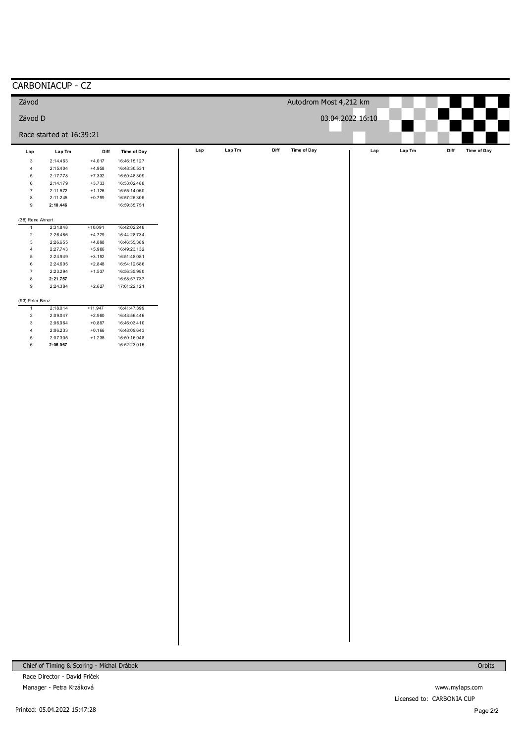# CARBONIACUP - CZ

Závod

Závod D

Race started at 16:39:21

Autodrom Most 4,212 km

03.04.2022 16:10

| Lap | Lap Tm | Diff | Time of Day |
|---|---|---|---|
| 3 | 2:14.463 | +4.017 | 16:46:15.127 |
| 4 | 2:15.404 | +4.958 | 16:48:30.531 |
| 5 | 2:17.778 | +7.332 | 16:50:48.309 |
| 6 | 2:14.179 | +3.733 | 16:53:02.488 |
| 7 | 2:11.572 | +1.126 | 16:55:14.060 |
| 8 | 2:11.245 | +0.799 | 16:57:25.305 |
| 9 | **2:10.446** | | 16:59:35.751 |

(38) Rene Ahnert

| Lap | Lap Tm | Diff | Time of Day |
|---|---|---|---|
| 1 | 2:31.848 | +10.091 | 16:42:02.248 |
| 2 | 2:26.486 | +4.729 | 16:44:28.734 |
| 3 | 2:26.655 | +4.898 | 16:46:55.389 |
| 4 | 2:27.743 | +5.986 | 16:49:23.132 |
| 5 | 2:24.949 | +3.192 | 16:51:48.081 |
| 6 | 2:24.605 | +2.848 | 16:54:12.686 |
| 7 | 2:23.294 | +1.537 | 16:56:35.980 |
| 8 | **2:21.757** | | 16:58:57.737 |
| 9 | 2:24.384 | +2.627 | 17:01:22.121 |

(93) Peter Benz

| Lap | Lap Tm | Diff | Time of Day |
|---|---|---|---|
| 1 | 2:18.014 | +11.947 | 16:41:47.399 |
| 2 | 2:09.047 | +2.980 | 16:43:56.446 |
| 3 | 2:06.964 | +0.897 | 16:46:03.410 |
| 4 | 2:06.233 | +0.166 | 16:48:09.643 |
| 5 | 2:07.305 | +1.238 | 16:50:16.948 |
| 6 | **2:06.067** | | 16:52:23.015 |

Chief of Timing & Scoring - Michal Drábek

Race Director - David Friček

Manager - Petra Krzáková

Orbits

www.mylaps.com

Licensed to: CARBONIA CUP

Printed: 05.04.2022 15:47:28